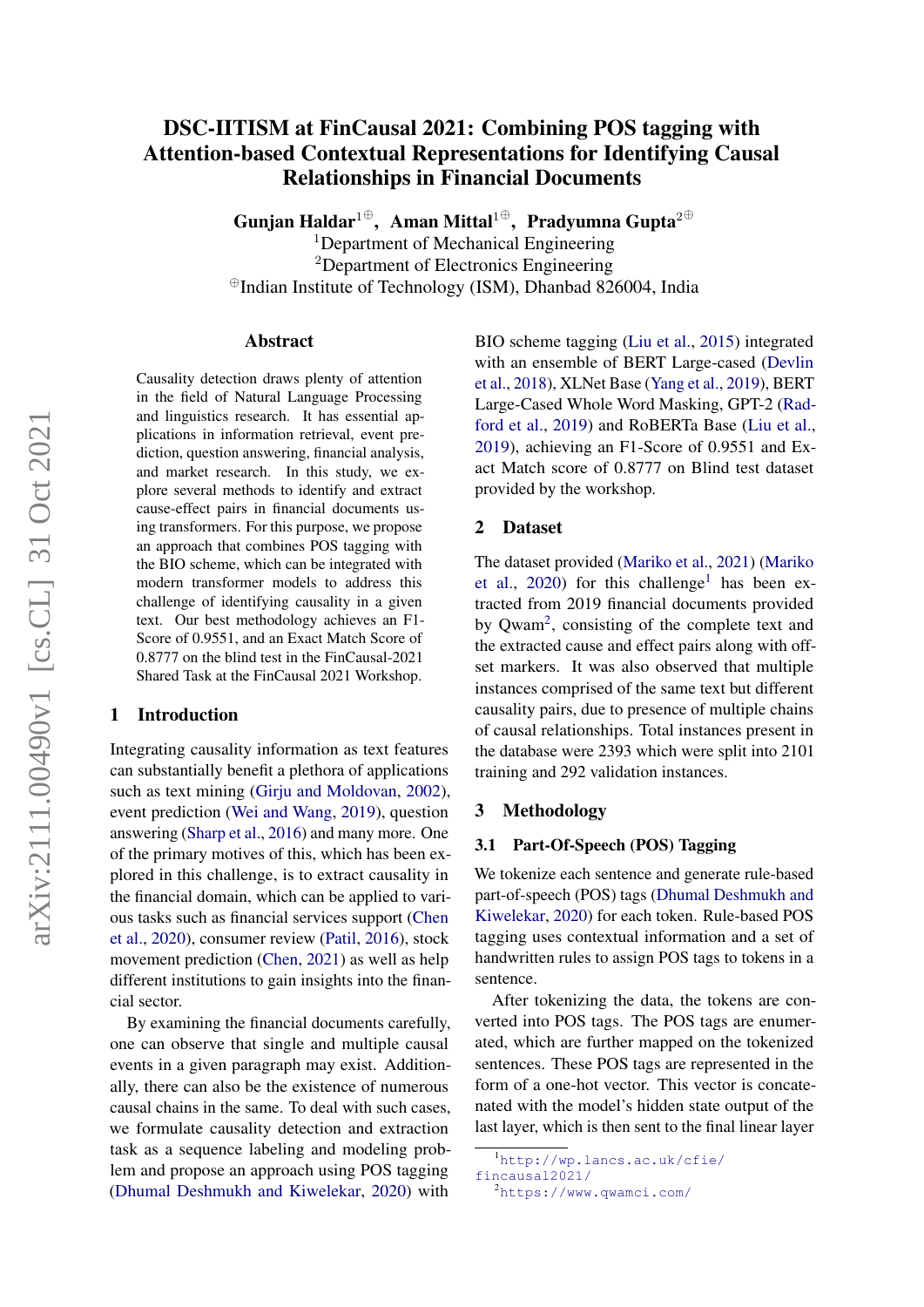# DSC-IITISM at FinCausal 2021: Combining POS tagging with Attention-based Contextual Representations for Identifying Causal Relationships in Financial Documents

**Gunjan Haldar**[1⊕], **Aman Mittal**[1⊕], **Pradyumna Gupta**[2⊕]

[1]Department of Mechanical Engineering

[2]Department of Electronics Engineering

[⊕]Indian Institute of Technology (ISM), Dhanbad 826004, India

## Abstract

Causality detection draws plenty of attention in the field of Natural Language Processing and linguistics research. It has essential applications in information retrieval, event prediction, question answering, financial analysis, and market research. In this study, we explore several methods to identify and extract cause-effect pairs in financial documents using transformers. For this purpose, we propose an approach that combines POS tagging with the BIO scheme, which can be integrated with modern transformer models to address this challenge of identifying causality in a given text. Our best methodology achieves an F1-Score of 0.9551, and an Exact Match Score of 0.8777 on the blind test in the FinCausal-2021 Shared Task at the FinCausal 2021 Workshop.

## 1 Introduction

Integrating causality information as text features can substantially benefit a plethora of applications such as text mining (Girju and Moldovan, 2002), event prediction (Wei and Wang, 2019), question answering (Sharp et al., 2016) and many more. One of the primary motives of this, which has been explored in this challenge, is to extract causality in the financial domain, which can be applied to various tasks such as financial services support (Chen et al., 2020), consumer review (Patil, 2016), stock movement prediction (Chen, 2021) as well as help different institutions to gain insights into the financial sector.

By examining the financial documents carefully, one can observe that single and multiple causal events in a given paragraph may exist. Additionally, there can also be the existence of numerous causal chains in the same. To deal with such cases, we formulate causality detection and extraction task as a sequence labeling and modeling problem and propose an approach using POS tagging (Dhumal Deshmukh and Kiwelekar, 2020) with BIO scheme tagging (Liu et al., 2015) integrated with an ensemble of BERT Large-cased (Devlin et al., 2018), XLNet Base (Yang et al., 2019), BERT Large-Cased Whole Word Masking, GPT-2 (Radford et al., 2019) and RoBERTa Base (Liu et al., 2019), achieving an F1-Score of 0.9551 and Exact Match score of 0.8777 on Blind test dataset provided by the workshop.

## 2 Dataset

The dataset provided (Mariko et al., 2021) (Mariko et al., 2020) for this challenge[1] has been extracted from 2019 financial documents provided by Qwam[2], consisting of the complete text and the extracted cause and effect pairs along with offset markers. It was also observed that multiple instances comprised of the same text but different causality pairs, due to presence of multiple chains of causal relationships. Total instances present in the database were 2393 which were split into 2101 training and 292 validation instances.

## 3 Methodology

### 3.1 Part-Of-Speech (POS) Tagging

We tokenize each sentence and generate rule-based part-of-speech (POS) tags (Dhumal Deshmukh and Kiwelekar, 2020) for each token. Rule-based POS tagging uses contextual information and a set of handwritten rules to assign POS tags to tokens in a sentence.

After tokenizing the data, the tokens are converted into POS tags. The POS tags are enumerated, which are further mapped on the tokenized sentences. These POS tags are represented in the form of a one-hot vector. This vector is concatenated with the model's hidden state output of the last layer, which is then sent to the final linear layer

[1] http://wp.lancs.ac.uk/cfie/fincausal2021/

[2] https://www.qwamci.com/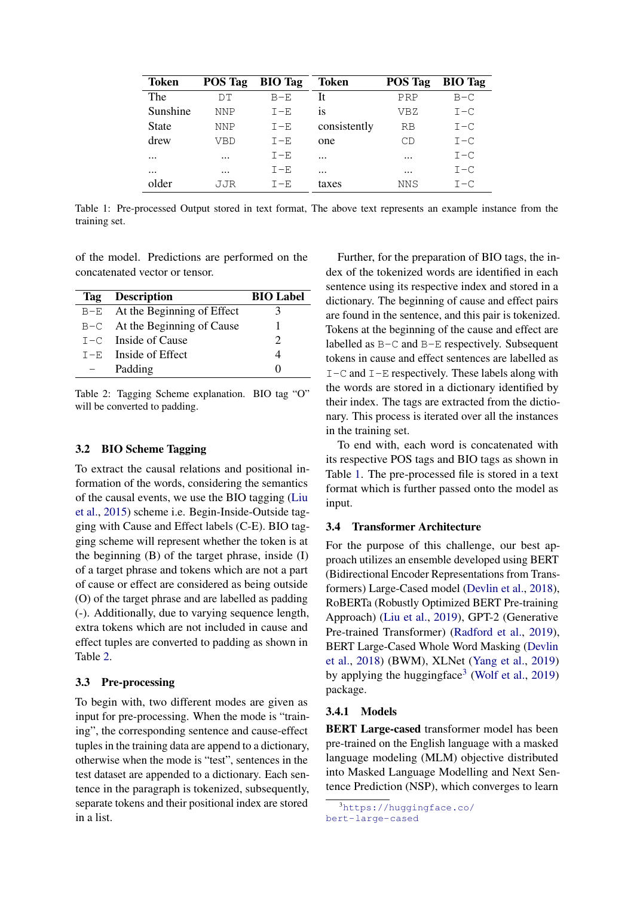| Token | POS Tag | BIO Tag | Token | POS Tag | BIO Tag |
|---|---|---|---|---|---|
| The | DT | B-E | It | PRP | B-C |
| Sunshine | NNP | I-E | is | VBZ | I-C |
| State | NNP | I-E | consistently | RB | I-C |
| drew | VBD | I-E | one | CD | I-C |
| ... | ... | I-E | ... | ... | I-C |
| ... | ... | I-E | ... | ... | I-C |
| older | JJR | I-E | taxes | NNS | I-C |

Table 1: Pre-processed Output stored in text format, The above text represents an example instance from the training set.

of the model. Predictions are performed on the concatenated vector or tensor.

| Tag | Description | BIO Label |
|---|---|---|
| B-E | At the Beginning of Effect | 3 |
| B-C | At the Beginning of Cause | 1 |
| I-C | Inside of Cause | 2 |
| I-E | Inside of Effect | 4 |
| – | Padding | 0 |

Table 2: Tagging Scheme explanation. BIO tag "O" will be converted to padding.

### 3.2 BIO Scheme Tagging

To extract the causal relations and positional information of the words, considering the semantics of the causal events, we use the BIO tagging (Liu et al., 2015) scheme i.e. Begin-Inside-Outside tagging with Cause and Effect labels (C-E). BIO tagging scheme will represent whether the token is at the beginning (B) of the target phrase, inside (I) of a target phrase and tokens which are not a part of cause or effect are considered as being outside (O) of the target phrase and are labelled as padding (-). Additionally, due to varying sequence length, extra tokens which are not included in cause and effect tuples are converted to padding as shown in Table 2.

### 3.3 Pre-processing

To begin with, two different modes are given as input for pre-processing. When the mode is "training", the corresponding sentence and cause-effect tuples in the training data are append to a dictionary, otherwise when the mode is "test", sentences in the test dataset are appended to a dictionary. Each sentence in the paragraph is tokenized, subsequently, separate tokens and their positional index are stored in a list.

Further, for the preparation of BIO tags, the index of the tokenized words are identified in each sentence using its respective index and stored in a dictionary. The beginning of cause and effect pairs are found in the sentence, and this pair is tokenized. Tokens at the beginning of the cause and effect are labelled as B-C and B-E respectively. Subsequent tokens in cause and effect sentences are labelled as I-C and I-E respectively. These labels along with the words are stored in a dictionary identified by their index. The tags are extracted from the dictionary. This process is iterated over all the instances in the training set.

To end with, each word is concatenated with its respective POS tags and BIO tags as shown in Table 1. The pre-processed file is stored in a text format which is further passed onto the model as input.

### 3.4 Transformer Architecture

For the purpose of this challenge, our best approach utilizes an ensemble developed using BERT (Bidirectional Encoder Representations from Transformers) Large-Cased model (Devlin et al., 2018), RoBERTa (Robustly Optimized BERT Pre-training Approach) (Liu et al., 2019), GPT-2 (Generative Pre-trained Transformer) (Radford et al., 2019), BERT Large-Cased Whole Word Masking (Devlin et al., 2018) (BWM), XLNet (Yang et al., 2019) by applying the huggingface[3] (Wolf et al., 2019) package.

#### 3.4.1 Models

**BERT Large-cased** transformer model has been pre-trained on the English language with a masked language modeling (MLM) objective distributed into Masked Language Modelling and Next Sentence Prediction (NSP), which converges to learn

[3] https://huggingface.co/bert-large-cased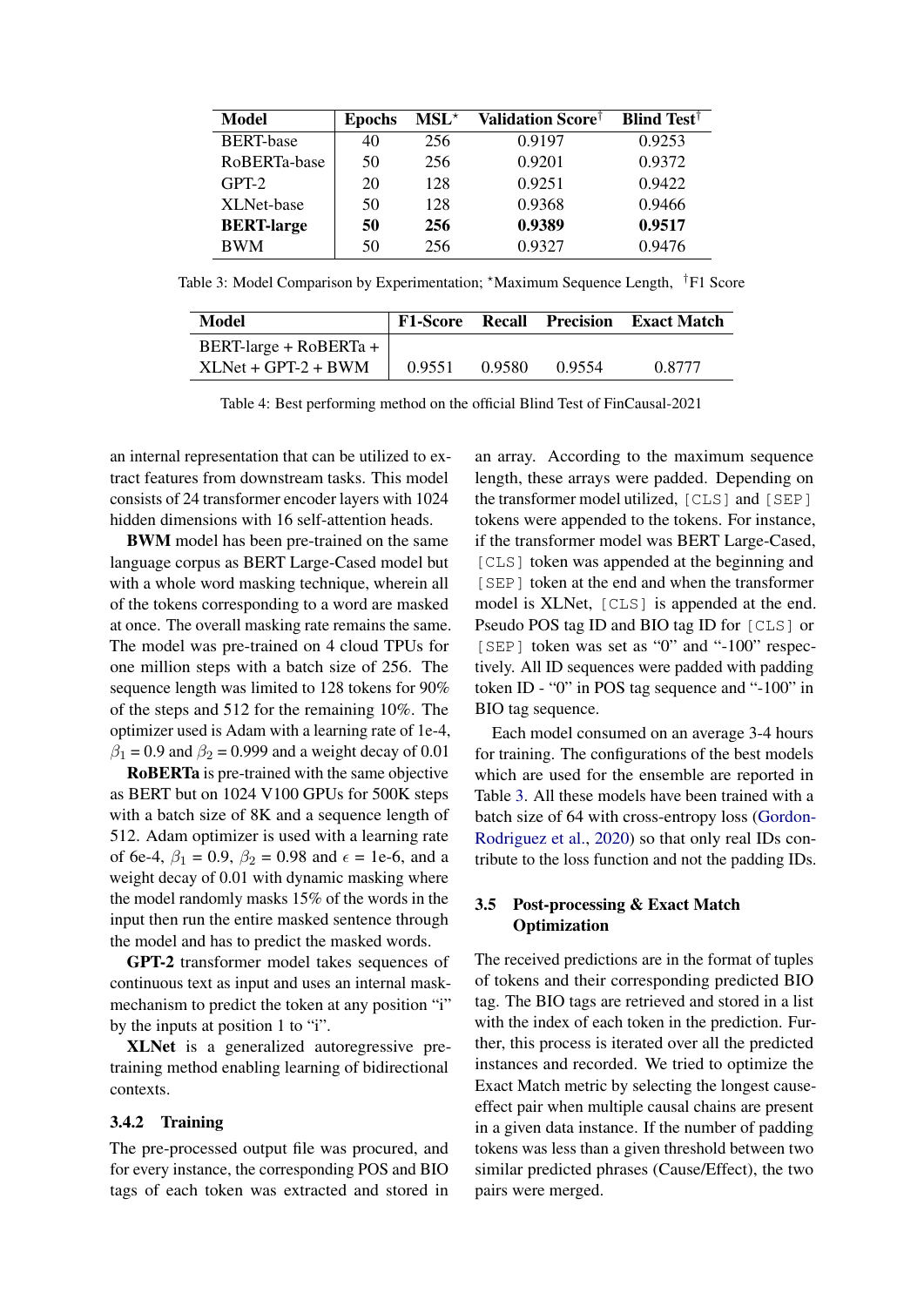| **Model** | **Epochs** | **MSL*** | **Validation Score†** | **Blind Test†** |
|---|---|---|---|---|
| BERT-base | 40 | 256 | 0.9197 | 0.9253 |
| RoBERTa-base | 50 | 256 | 0.9201 | 0.9372 |
| GPT-2 | 20 | 128 | 0.9251 | 0.9422 |
| XLNet-base | 50 | 128 | 0.9368 | 0.9466 |
| **BERT-large** | **50** | **256** | **0.9389** | **0.9517** |
| BWM | 50 | 256 | 0.9327 | 0.9476 |

Table 3: Model Comparison by Experimentation; *Maximum Sequence Length, †F1 Score

| **Model** | **F1-Score** | **Recall** | **Precision** | **Exact Match** |
|---|---|---|---|---|
| BERT-large + RoBERTa + XLNet + GPT-2 + BWM | 0.9551 | 0.9580 | 0.9554 | 0.8777 |

Table 4: Best performing method on the official Blind Test of FinCausal-2021

an internal representation that can be utilized to extract features from downstream tasks. This model consists of 24 transformer encoder layers with 1024 hidden dimensions with 16 self-attention heads.

**BWM** model has been pre-trained on the same language corpus as BERT Large-Cased model but with a whole word masking technique, wherein all of the tokens corresponding to a word are masked at once. The overall masking rate remains the same. The model was pre-trained on 4 cloud TPUs for one million steps with a batch size of 256. The sequence length was limited to 128 tokens for 90% of the steps and 512 for the remaining 10%. The optimizer used is Adam with a learning rate of 1e-4, $\beta_1$ = 0.9 and $\beta_2$ = 0.999 and a weight decay of 0.01

**RoBERTa** is pre-trained with the same objective as BERT but on 1024 V100 GPUs for 500K steps with a batch size of 8K and a sequence length of 512. Adam optimizer is used with a learning rate of 6e-4, $\beta_1$ = 0.9, $\beta_2$ = 0.98 and $\epsilon$ = 1e-6, and a weight decay of 0.01 with dynamic masking where the model randomly masks 15% of the words in the input then run the entire masked sentence through the model and has to predict the masked words.

**GPT-2** transformer model takes sequences of continuous text as input and uses an internal mask-mechanism to predict the token at any position "i" by the inputs at position 1 to "i".

**XLNet** is a generalized autoregressive pre-training method enabling learning of bidirectional contexts.

#### 3.4.2 Training

The pre-processed output file was procured, and for every instance, the corresponding POS and BIO tags of each token was extracted and stored in an array. According to the maximum sequence length, these arrays were padded. Depending on the transformer model utilized, `[CLS]` and `[SEP]` tokens were appended to the tokens. For instance, if the transformer model was BERT Large-Cased, `[CLS]` token was appended at the beginning and `[SEP]` token at the end and when the transformer model is XLNet, `[CLS]` is appended at the end. Pseudo POS tag ID and BIO tag ID for `[CLS]` or `[SEP]` token was set as "0" and "-100" respectively. All ID sequences were padded with padding token ID - "0" in POS tag sequence and "-100" in BIO tag sequence.

Each model consumed on an average 3-4 hours for training. The configurations of the best models which are used for the ensemble are reported in Table 3. All these models have been trained with a batch size of 64 with cross-entropy loss (Gordon-Rodriguez et al., 2020) so that only real IDs contribute to the loss function and not the padding IDs.

### 3.5 Post-processing & Exact Match Optimization

The received predictions are in the format of tuples of tokens and their corresponding predicted BIO tag. The BIO tags are retrieved and stored in a list with the index of each token in the prediction. Further, this process is iterated over all the predicted instances and recorded. We tried to optimize the Exact Match metric by selecting the longest cause-effect pair when multiple causal chains are present in a given data instance. If the number of padding tokens was less than a given threshold between two similar predicted phrases (Cause/Effect), the two pairs were merged.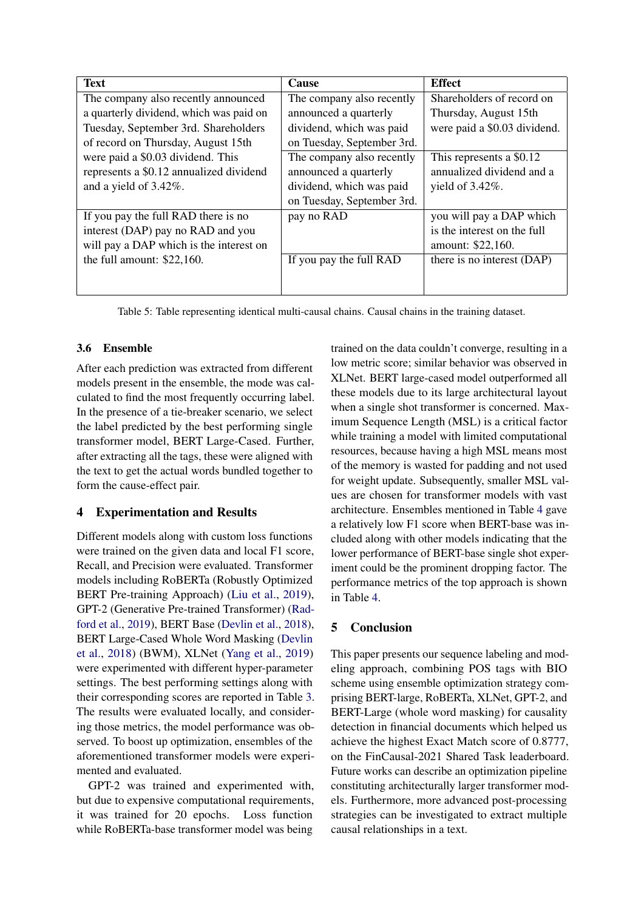| Text | Cause | Effect |
|---|---|---|
| The company also recently announced a quarterly dividend, which was paid on Tuesday, September 3rd. Shareholders of record on Thursday, August 15th were paid a $0.03 dividend. This represents a $0.12 annualized dividend and a yield of 3.42%. | The company also recently announced a quarterly dividend, which was paid on Tuesday, September 3rd. | Shareholders of record on Thursday, August 15th were paid a $0.03 dividend. |
| | The company also recently announced a quarterly dividend, which was paid on Tuesday, September 3rd. | This represents a $0.12 annualized dividend and a yield of 3.42%. |
| If you pay the full RAD there is no interest (DAP) pay no RAD and you will pay a DAP which is the interest on the full amount: $22,160. | pay no RAD | you will pay a DAP which is the interest on the full amount: $22,160. |
| | If you pay the full RAD | there is no interest (DAP) |

Table 5: Table representing identical multi-causal chains. Causal chains in the training dataset.

### 3.6 Ensemble

After each prediction was extracted from different models present in the ensemble, the mode was calculated to find the most frequently occurring label. In the presence of a tie-breaker scenario, we select the label predicted by the best performing single transformer model, BERT Large-Cased. Further, after extracting all the tags, these were aligned with the text to get the actual words bundled together to form the cause-effect pair.

## 4 Experimentation and Results

Different models along with custom loss functions were trained on the given data and local F1 score, Recall, and Precision were evaluated. Transformer models including RoBERTa (Robustly Optimized BERT Pre-training Approach) (Liu et al., 2019), GPT-2 (Generative Pre-trained Transformer) (Radford et al., 2019), BERT Base (Devlin et al., 2018), BERT Large-Cased Whole Word Masking (Devlin et al., 2018) (BWM), XLNet (Yang et al., 2019) were experimented with different hyper-parameter settings. The best performing settings along with their corresponding scores are reported in Table 3. The results were evaluated locally, and considering those metrics, the model performance was observed. To boost up optimization, ensembles of the aforementioned transformer models were experimented and evaluated.

GPT-2 was trained and experimented with, but due to expensive computational requirements, it was trained for 20 epochs. Loss function while RoBERTa-base transformer model was being trained on the data couldn't converge, resulting in a low metric score; similar behavior was observed in XLNet. BERT large-cased model outperformed all these models due to its large architectural layout when a single shot transformer is concerned. Maximum Sequence Length (MSL) is a critical factor while training a model with limited computational resources, because having a high MSL means most of the memory is wasted for padding and not used for weight update. Subsequently, smaller MSL values are chosen for transformer models with vast architecture. Ensembles mentioned in Table 4 gave a relatively low F1 score when BERT-base was included along with other models indicating that the lower performance of BERT-base single shot experiment could be the prominent dropping factor. The performance metrics of the top approach is shown in Table 4.

## 5 Conclusion

This paper presents our sequence labeling and modeling approach, combining POS tags with BIO scheme using ensemble optimization strategy comprising BERT-large, RoBERTa, XLNet, GPT-2, and BERT-Large (whole word masking) for causality detection in financial documents which helped us achieve the highest Exact Match score of 0.8777, on the FinCausal-2021 Shared Task leaderboard. Future works can describe an optimization pipeline constituting architecturally larger transformer models. Furthermore, more advanced post-processing strategies can be investigated to extract multiple causal relationships in a text.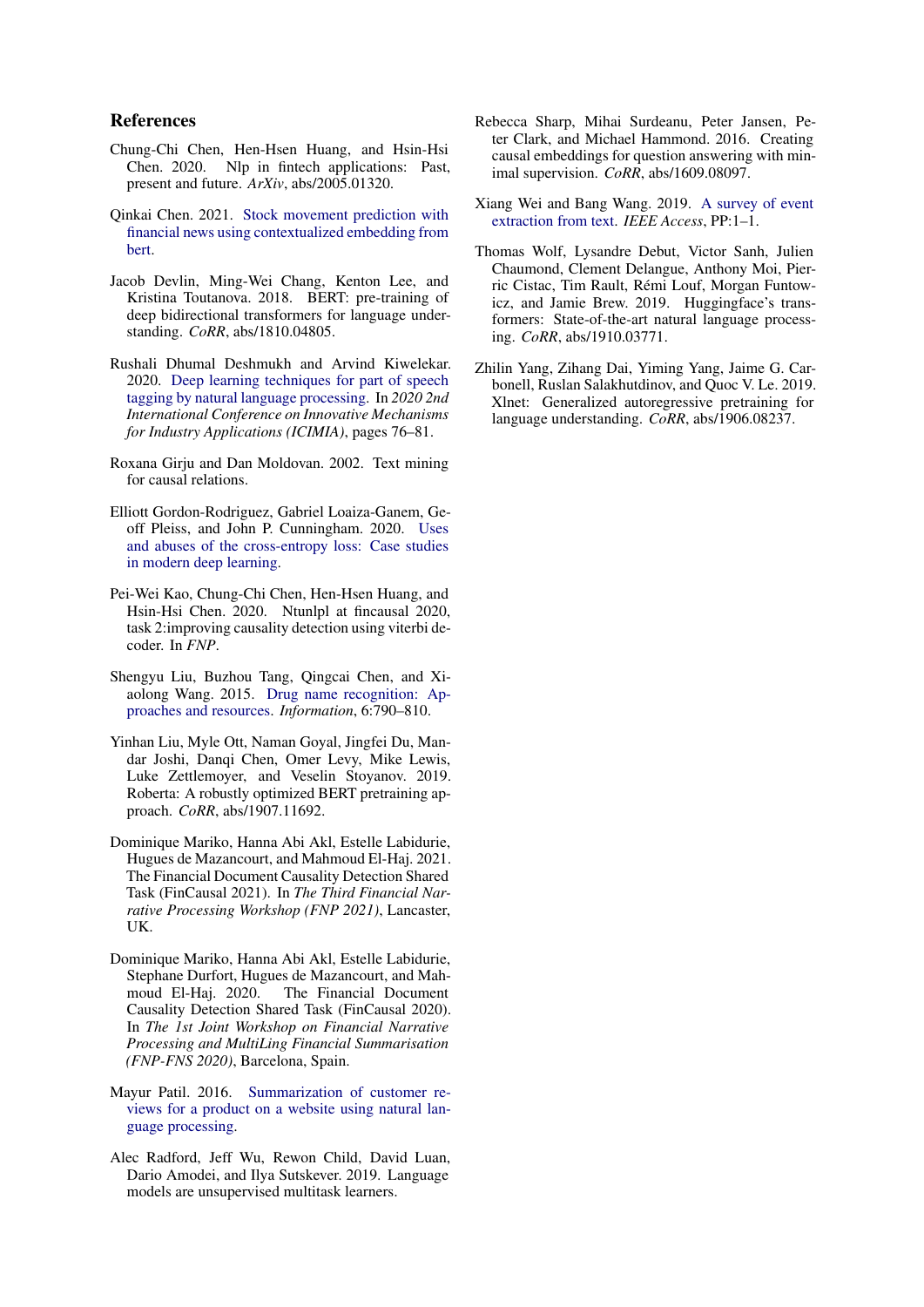## References

Chung-Chi Chen, Hen-Hsen Huang, and Hsin-Hsi Chen. 2020. Nlp in fintech applications: Past, present and future. *ArXiv*, abs/2005.01320.

Qinkai Chen. 2021. Stock movement prediction with financial news using contextualized embedding from bert.

Jacob Devlin, Ming-Wei Chang, Kenton Lee, and Kristina Toutanova. 2018. BERT: pre-training of deep bidirectional transformers for language understanding. *CoRR*, abs/1810.04805.

Rushali Dhumal Deshmukh and Arvind Kiwelekar. 2020. Deep learning techniques for part of speech tagging by natural language processing. In *2020 2nd International Conference on Innovative Mechanisms for Industry Applications (ICIMIA)*, pages 76–81.

Roxana Girju and Dan Moldovan. 2002. Text mining for causal relations.

Elliott Gordon-Rodriguez, Gabriel Loaiza-Ganem, Geoff Pleiss, and John P. Cunningham. 2020. Uses and abuses of the cross-entropy loss: Case studies in modern deep learning.

Pei-Wei Kao, Chung-Chi Chen, Hen-Hsen Huang, and Hsin-Hsi Chen. 2020. Ntunlpl at fincausal 2020, task 2:improving causality detection using viterbi decoder. In *FNP*.

Shengyu Liu, Buzhou Tang, Qingcai Chen, and Xiaolong Wang. 2015. Drug name recognition: Approaches and resources. *Information*, 6:790–810.

Yinhan Liu, Myle Ott, Naman Goyal, Jingfei Du, Mandar Joshi, Danqi Chen, Omer Levy, Mike Lewis, Luke Zettlemoyer, and Veselin Stoyanov. 2019. Roberta: A robustly optimized BERT pretraining approach. *CoRR*, abs/1907.11692.

Dominique Mariko, Hanna Abi Akl, Estelle Labidurie, Hugues de Mazancourt, and Mahmoud El-Haj. 2021. The Financial Document Causality Detection Shared Task (FinCausal 2021). In *The Third Financial Narrative Processing Workshop (FNP 2021)*, Lancaster, UK.

Dominique Mariko, Hanna Abi Akl, Estelle Labidurie, Stephane Durfort, Hugues de Mazancourt, and Mahmoud El-Haj. 2020. The Financial Document Causality Detection Shared Task (FinCausal 2020). In *The 1st Joint Workshop on Financial Narrative Processing and MultiLing Financial Summarisation (FNP-FNS 2020)*, Barcelona, Spain.

Mayur Patil. 2016. Summarization of customer reviews for a product on a website using natural language processing.

Alec Radford, Jeff Wu, Rewon Child, David Luan, Dario Amodei, and Ilya Sutskever. 2019. Language models are unsupervised multitask learners.

Rebecca Sharp, Mihai Surdeanu, Peter Jansen, Peter Clark, and Michael Hammond. 2016. Creating causal embeddings for question answering with minimal supervision. *CoRR*, abs/1609.08097.

Xiang Wei and Bang Wang. 2019. A survey of event extraction from text. *IEEE Access*, PP:1–1.

Thomas Wolf, Lysandre Debut, Victor Sanh, Julien Chaumond, Clement Delangue, Anthony Moi, Pierric Cistac, Tim Rault, Rémi Louf, Morgan Funtowicz, and Jamie Brew. 2019. Huggingface's transformers: State-of-the-art natural language processing. *CoRR*, abs/1910.03771.

Zhilin Yang, Zihang Dai, Yiming Yang, Jaime G. Carbonell, Ruslan Salakhutdinov, and Quoc V. Le. 2019. Xlnet: Generalized autoregressive pretraining for language understanding. *CoRR*, abs/1906.08237.